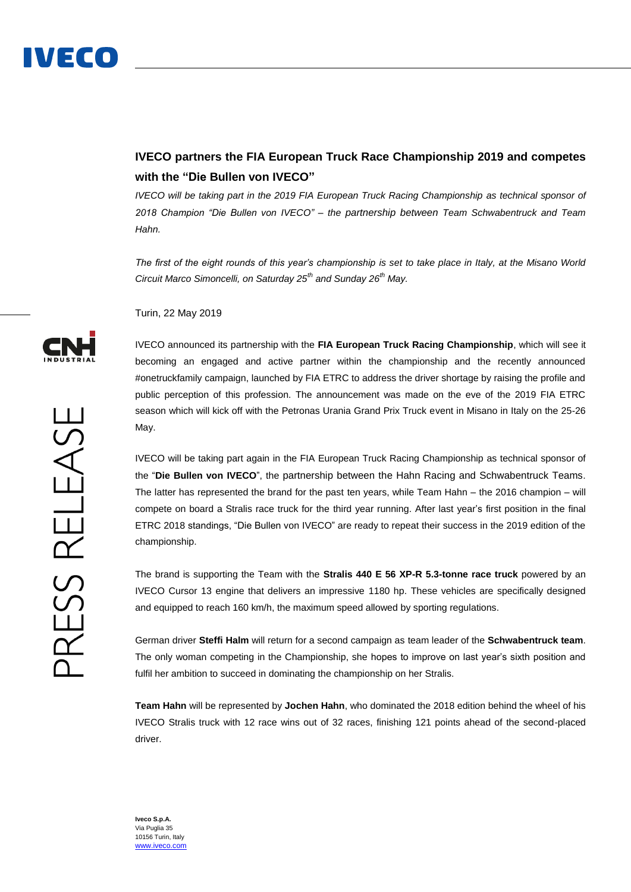# IVECO partners the FIA European Truck Race Championship 2019 and competes with the "Die Bullen von IVECO"

*IVECO will be taking part in the 2019 FIA European Truck Racing Championship as technical sponsor of 2018 Champion "Die Bullen von IVECO" – the partnership between Team Schwabentruck and Team Hahn.*

*The first of the eight rounds of this year's championship is set to take place in Italy, at the Misano World Circuit Marco Simoncelli, on Saturday 25th and Sunday 26th May.*

Turin, 22 May 2019

IVECO announced its partnership with the **FIA European Truck Racing Championship**, which will see it becoming an engaged and active partner within the championship and the recently announced #onetruckfamily campaign, launched by FIA ETRC to address the driver shortage by raising the profile and public perception of this profession. The announcement was made on the eve of the 2019 FIA ETRC season which will kick off with the Petronas Urania Grand Prix Truck event in Misano in Italy on the 25-26 May.

IVECO will be taking part again in the FIA European Truck Racing Championship as technical sponsor of the "**Die Bullen von IVECO**", the partnership between the Hahn Racing and Schwabentruck Teams. The latter has represented the brand for the past ten years, while Team Hahn – the 2016 champion – will compete on board a Stralis race truck for the third year running. After last year's first position in the final ETRC 2018 standings, "Die Bullen von IVECO" are ready to repeat their success in the 2019 edition of the championship.

The brand is supporting the Team with the **Stralis 440 E 56 XP-R 5.3-tonne race truck** powered by an IVECO Cursor 13 engine that delivers an impressive 1180 hp. These vehicles are specifically designed and equipped to reach 160 km/h, the maximum speed allowed by sporting regulations.

German driver **Steffi Halm** will return for a second campaign as team leader of the **Schwabentruck team**. The only woman competing in the Championship, she hopes to improve on last year's sixth position and fulfil her ambition to succeed in dominating the championship on her Stralis.

**Team Hahn** will be represented by **Jochen Hahn**, who dominated the 2018 edition behind the wheel of his IVECO Stralis truck with 12 race wins out of 32 races, finishing 121 points ahead of the second-placed driver.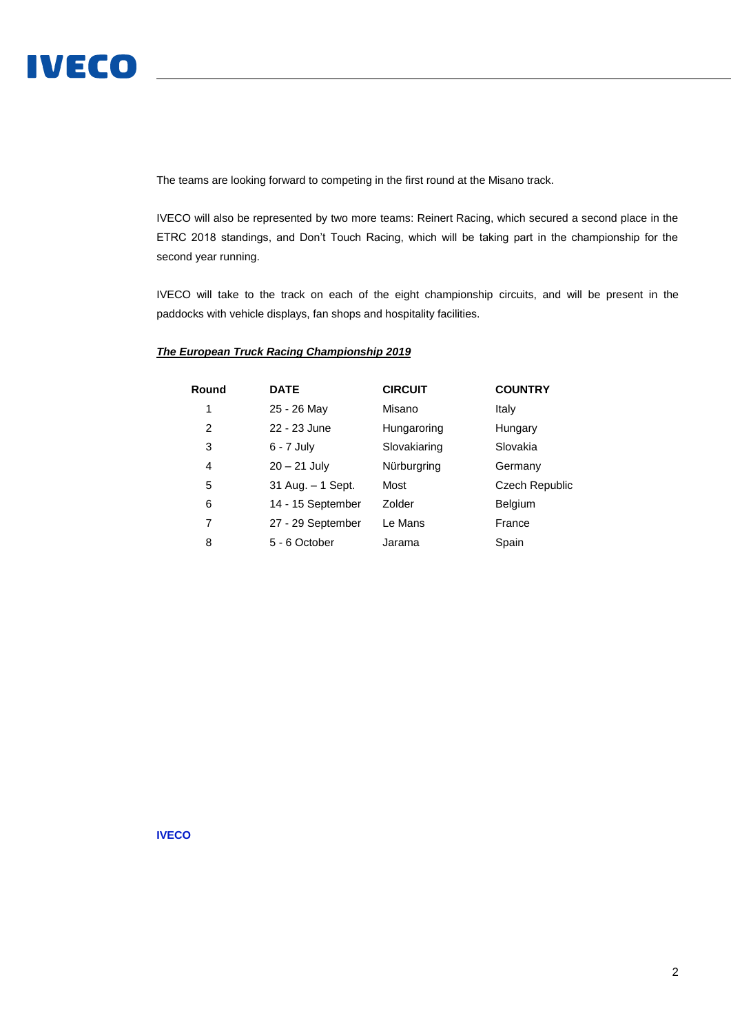The teams are looking forward to competing in the first round at the Misano track.

IVECO will also be represented by two more teams: Reinert Racing, which secured a second place in the ETRC 2018 standings, and Don't Touch Racing, which will be taking part in the championship for the second year running.

IVECO will take to the track on each of the eight championship circuits, and will be present in the paddocks with vehicle displays, fan shops and hospitality facilities.

***The European Truck Racing Championship 2019***

| Round | DATE | CIRCUIT | COUNTRY |
|---|---|---|---|
| 1 | 25 - 26 May | Misano | Italy |
| 2 | 22 - 23 June | Hungaroring | Hungary |
| 3 | 6 - 7 July | Slovakiaring | Slovakia |
| 4 | 20 – 21 July | Nürburgring | Germany |
| 5 | 31 Aug. – 1 Sept. | Most | Czech Republic |
| 6 | 14 - 15 September | Zolder | Belgium |
| 7 | 27 - 29 September | Le Mans | France |
| 8 | 5 - 6 October | Jarama | Spain |

**IVECO**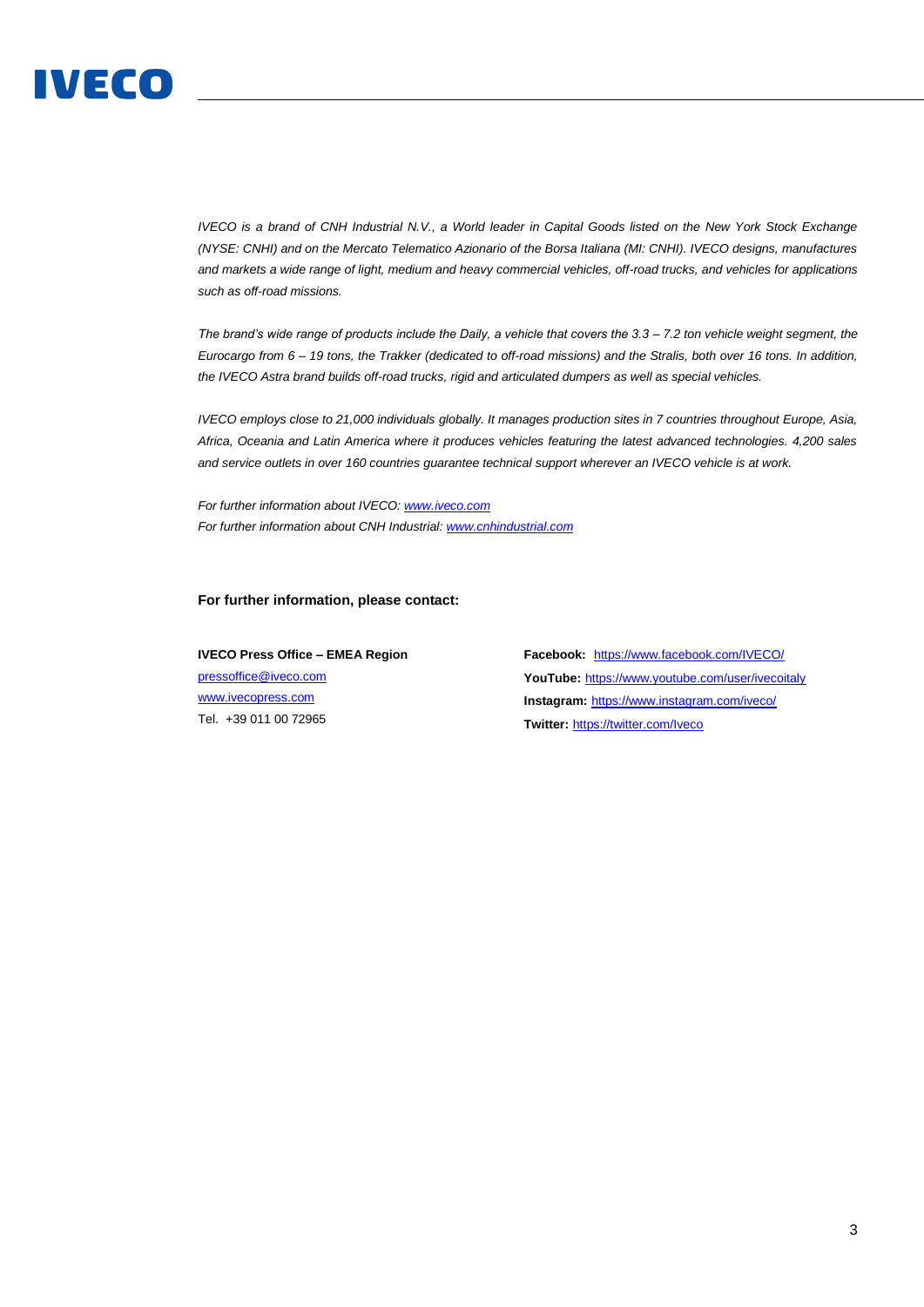*IVECO is a brand of CNH Industrial N.V., a World leader in Capital Goods listed on the New York Stock Exchange (NYSE: CNHI) and on the Mercato Telematico Azionario of the Borsa Italiana (MI: CNHI). IVECO designs, manufactures and markets a wide range of light, medium and heavy commercial vehicles, off-road trucks, and vehicles for applications such as off-road missions.*

*The brand's wide range of products include the Daily, a vehicle that covers the 3.3 – 7.2 ton vehicle weight segment, the Eurocargo from 6 – 19 tons, the Trakker (dedicated to off-road missions) and the Stralis, both over 16 tons. In addition, the IVECO Astra brand builds off-road trucks, rigid and articulated dumpers as well as special vehicles.*

*IVECO employs close to 21,000 individuals globally. It manages production sites in 7 countries throughout Europe, Asia, Africa, Oceania and Latin America where it produces vehicles featuring the latest advanced technologies. 4,200 sales and service outlets in over 160 countries guarantee technical support wherever an IVECO vehicle is at work.*

*For further information about IVECO: www.iveco.com*
*For further information about CNH Industrial: www.cnhindustrial.com*

**For further information, please contact:**

**IVECO Press Office – EMEA Region**
pressoffice@iveco.com
www.ivecopress.com
Tel. +39 011 00 72965

**Facebook:** https://www.facebook.com/IVECO/
**YouTube:** https://www.youtube.com/user/ivecoitaly
**Instagram:** https://www.instagram.com/iveco/
**Twitter:** https://twitter.com/Iveco